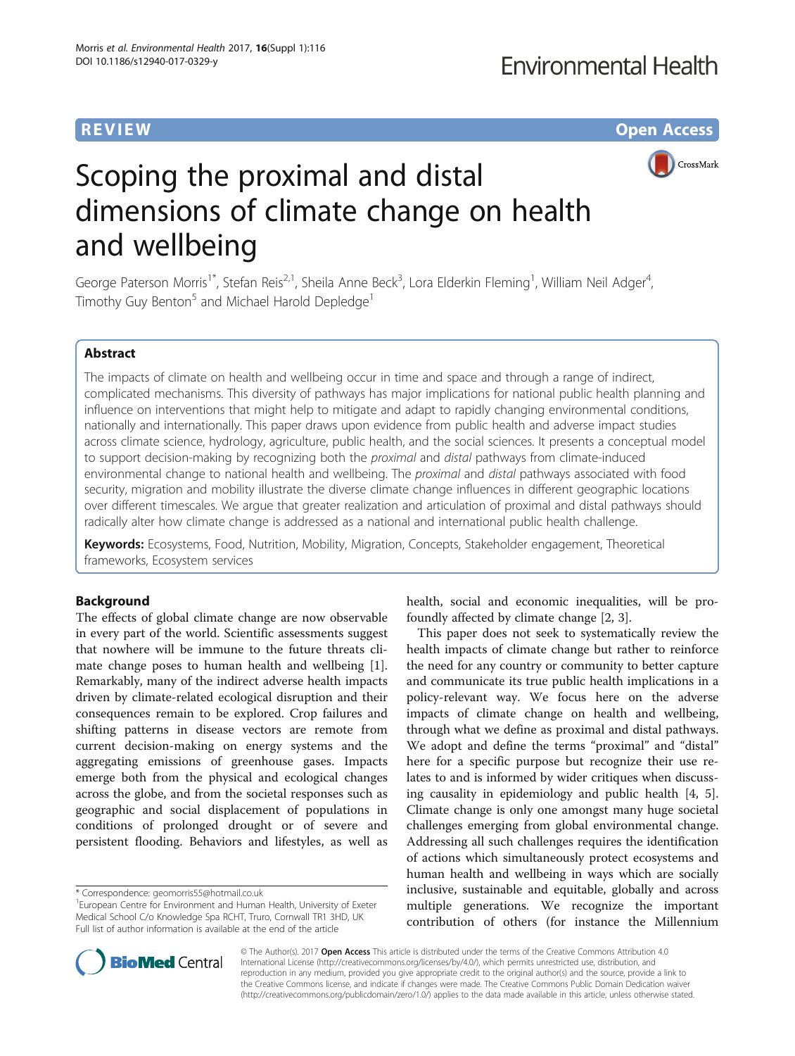REVIEW Open Access

# Scoping the proximal and distal dimensions of climate change on health and wellbeing

George Paterson Morris[1*], Stefan Reis[2,1], Sheila Anne Beck[3], Lora Elderkin Fleming[1], William Neil Adger[4], Timothy Guy Benton[5] and Michael Harold Depledge[1]

## Abstract

The impacts of climate on health and wellbeing occur in time and space and through a range of indirect, complicated mechanisms. This diversity of pathways has major implications for national public health planning and influence on interventions that might help to mitigate and adapt to rapidly changing environmental conditions, nationally and internationally. This paper draws upon evidence from public health and adverse impact studies across climate science, hydrology, agriculture, public health, and the social sciences. It presents a conceptual model to support decision-making by recognizing both the *proximal* and *distal* pathways from climate-induced environmental change to national health and wellbeing. The *proximal* and *distal* pathways associated with food security, migration and mobility illustrate the diverse climate change influences in different geographic locations over different timescales. We argue that greater realization and articulation of proximal and distal pathways should radically alter how climate change is addressed as a national and international public health challenge.

**Keywords:** Ecosystems, Food, Nutrition, Mobility, Migration, Concepts, Stakeholder engagement, Theoretical frameworks, Ecosystem services

## Background

The effects of global climate change are now observable in every part of the world. Scientific assessments suggest that nowhere will be immune to the future threats climate change poses to human health and wellbeing [1]. Remarkably, many of the indirect adverse health impacts driven by climate-related ecological disruption and their consequences remain to be explored. Crop failures and shifting patterns in disease vectors are remote from current decision-making on energy systems and the aggregating emissions of greenhouse gases. Impacts emerge both from the physical and ecological changes across the globe, and from the societal responses such as geographic and social displacement of populations in conditions of prolonged drought or of severe and persistent flooding. Behaviors and lifestyles, as well as health, social and economic inequalities, will be profoundly affected by climate change [2, 3].

This paper does not seek to systematically review the health impacts of climate change but rather to reinforce the need for any country or community to better capture and communicate its true public health implications in a policy-relevant way. We focus here on the adverse impacts of climate change on health and wellbeing, through what we define as proximal and distal pathways. We adopt and define the terms "proximal" and "distal" here for a specific purpose but recognize their use relates to and is informed by wider critiques when discussing causality in epidemiology and public health [4, 5]. Climate change is only one amongst many huge societal challenges emerging from global environmental change. Addressing all such challenges requires the identification of actions which simultaneously protect ecosystems and human health and wellbeing in ways which are socially inclusive, sustainable and equitable, globally and across multiple generations. We recognize the important contribution of others (for instance the Millennium

\* Correspondence: geomorris55@hotmail.co.uk
[1]European Centre for Environment and Human Health, University of Exeter Medical School C/o Knowledge Spa RCHT, Truro, Cornwall TR1 3HD, UK
Full list of author information is available at the end of the article

© The Author(s). 2017 **Open Access** This article is distributed under the terms of the Creative Commons Attribution 4.0 International License (http://creativecommons.org/licenses/by/4.0/), which permits unrestricted use, distribution, and reproduction in any medium, provided you give appropriate credit to the original author(s) and the source, provide a link to the Creative Commons license, and indicate if changes were made. The Creative Commons Public Domain Dedication waiver (http://creativecommons.org/publicdomain/zero/1.0/) applies to the data made available in this article, unless otherwise stated.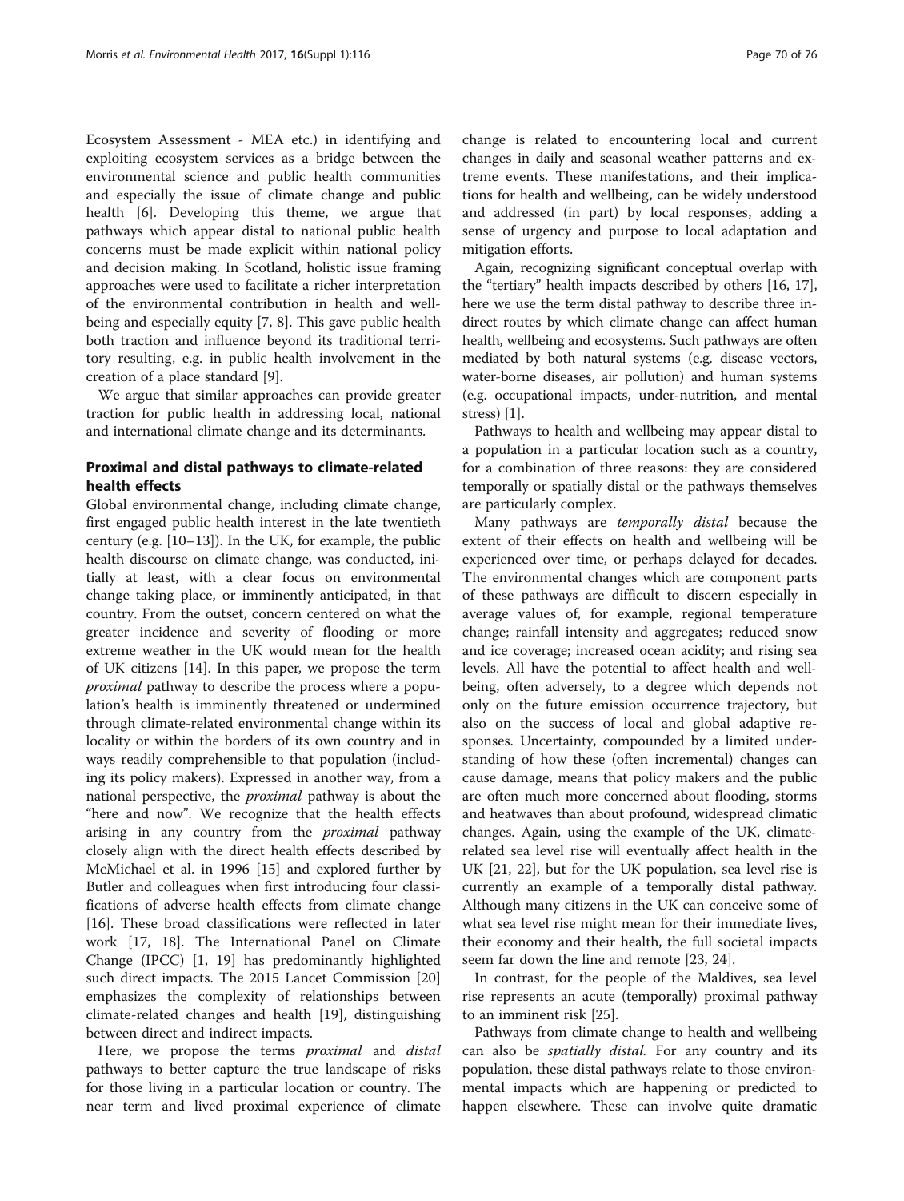Ecosystem Assessment - MEA etc.) in identifying and exploiting ecosystem services as a bridge between the environmental science and public health communities and especially the issue of climate change and public health [6]. Developing this theme, we argue that pathways which appear distal to national public health concerns must be made explicit within national policy and decision making. In Scotland, holistic issue framing approaches were used to facilitate a richer interpretation of the environmental contribution in health and wellbeing and especially equity [7, 8]. This gave public health both traction and influence beyond its traditional territory resulting, e.g. in public health involvement in the creation of a place standard [9].

We argue that similar approaches can provide greater traction for public health in addressing local, national and international climate change and its determinants.

## Proximal and distal pathways to climate-related health effects

Global environmental change, including climate change, first engaged public health interest in the late twentieth century (e.g. [10–13]). In the UK, for example, the public health discourse on climate change, was conducted, initially at least, with a clear focus on environmental change taking place, or imminently anticipated, in that country. From the outset, concern centered on what the greater incidence and severity of flooding or more extreme weather in the UK would mean for the health of UK citizens [14]. In this paper, we propose the term *proximal* pathway to describe the process where a population's health is imminently threatened or undermined through climate-related environmental change within its locality or within the borders of its own country and in ways readily comprehensible to that population (including its policy makers). Expressed in another way, from a national perspective, the *proximal* pathway is about the "here and now". We recognize that the health effects arising in any country from the *proximal* pathway closely align with the direct health effects described by McMichael et al. in 1996 [15] and explored further by Butler and colleagues when first introducing four classifications of adverse health effects from climate change [16]. These broad classifications were reflected in later work [17, 18]. The International Panel on Climate Change (IPCC) [1, 19] has predominantly highlighted such direct impacts. The 2015 Lancet Commission [20] emphasizes the complexity of relationships between climate-related changes and health [19], distinguishing between direct and indirect impacts.

Here, we propose the terms *proximal* and *distal* pathways to better capture the true landscape of risks for those living in a particular location or country. The near term and lived proximal experience of climate change is related to encountering local and current changes in daily and seasonal weather patterns and extreme events. These manifestations, and their implications for health and wellbeing, can be widely understood and addressed (in part) by local responses, adding a sense of urgency and purpose to local adaptation and mitigation efforts.

Again, recognizing significant conceptual overlap with the "tertiary" health impacts described by others [16, 17], here we use the term distal pathway to describe three indirect routes by which climate change can affect human health, wellbeing and ecosystems. Such pathways are often mediated by both natural systems (e.g. disease vectors, water-borne diseases, air pollution) and human systems (e.g. occupational impacts, under-nutrition, and mental stress) [1].

Pathways to health and wellbeing may appear distal to a population in a particular location such as a country, for a combination of three reasons: they are considered temporally or spatially distal or the pathways themselves are particularly complex.

Many pathways are *temporally distal* because the extent of their effects on health and wellbeing will be experienced over time, or perhaps delayed for decades. The environmental changes which are component parts of these pathways are difficult to discern especially in average values of, for example, regional temperature change; rainfall intensity and aggregates; reduced snow and ice coverage; increased ocean acidity; and rising sea levels. All have the potential to affect health and wellbeing, often adversely, to a degree which depends not only on the future emission occurrence trajectory, but also on the success of local and global adaptive responses. Uncertainty, compounded by a limited understanding of how these (often incremental) changes can cause damage, means that policy makers and the public are often much more concerned about flooding, storms and heatwaves than about profound, widespread climatic changes. Again, using the example of the UK, climate-related sea level rise will eventually affect health in the UK [21, 22], but for the UK population, sea level rise is currently an example of a temporally distal pathway. Although many citizens in the UK can conceive some of what sea level rise might mean for their immediate lives, their economy and their health, the full societal impacts seem far down the line and remote [23, 24].

In contrast, for the people of the Maldives, sea level rise represents an acute (temporally) proximal pathway to an imminent risk [25].

Pathways from climate change to health and wellbeing can also be *spatially distal*. For any country and its population, these distal pathways relate to those environmental impacts which are happening or predicted to happen elsewhere. These can involve quite dramatic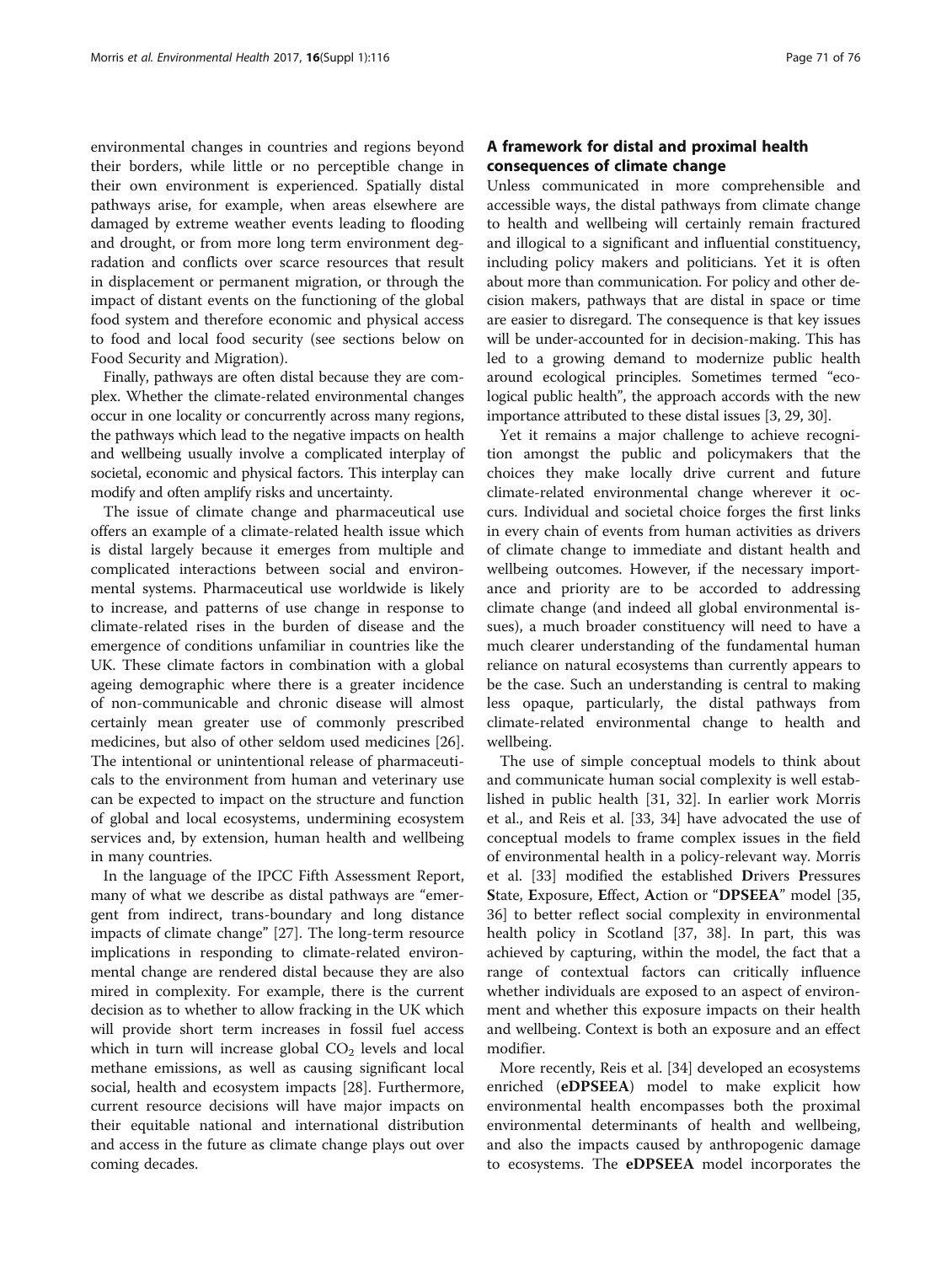environmental changes in countries and regions beyond their borders, while little or no perceptible change in their own environment is experienced. Spatially distal pathways arise, for example, when areas elsewhere are damaged by extreme weather events leading to flooding and drought, or from more long term environment degradation and conflicts over scarce resources that result in displacement or permanent migration, or through the impact of distant events on the functioning of the global food system and therefore economic and physical access to food and local food security (see sections below on Food Security and Migration).

Finally, pathways are often distal because they are complex. Whether the climate-related environmental changes occur in one locality or concurrently across many regions, the pathways which lead to the negative impacts on health and wellbeing usually involve a complicated interplay of societal, economic and physical factors. This interplay can modify and often amplify risks and uncertainty.

The issue of climate change and pharmaceutical use offers an example of a climate-related health issue which is distal largely because it emerges from multiple and complicated interactions between social and environmental systems. Pharmaceutical use worldwide is likely to increase, and patterns of use change in response to climate-related rises in the burden of disease and the emergence of conditions unfamiliar in countries like the UK. These climate factors in combination with a global ageing demographic where there is a greater incidence of non-communicable and chronic disease will almost certainly mean greater use of commonly prescribed medicines, but also of other seldom used medicines [26]. The intentional or unintentional release of pharmaceuticals to the environment from human and veterinary use can be expected to impact on the structure and function of global and local ecosystems, undermining ecosystem services and, by extension, human health and wellbeing in many countries.

In the language of the IPCC Fifth Assessment Report, many of what we describe as distal pathways are "emergent from indirect, trans-boundary and long distance impacts of climate change" [27]. The long-term resource implications in responding to climate-related environmental change are rendered distal because they are also mired in complexity. For example, there is the current decision as to whether to allow fracking in the UK which will provide short term increases in fossil fuel access which in turn will increase global $CO_2$ levels and local methane emissions, as well as causing significant local social, health and ecosystem impacts [28]. Furthermore, current resource decisions will have major impacts on their equitable national and international distribution and access in the future as climate change plays out over coming decades.

## A framework for distal and proximal health consequences of climate change

Unless communicated in more comprehensible and accessible ways, the distal pathways from climate change to health and wellbeing will certainly remain fractured and illogical to a significant and influential constituency, including policy makers and politicians. Yet it is often about more than communication. For policy and other decision makers, pathways that are distal in space or time are easier to disregard. The consequence is that key issues will be under-accounted for in decision-making. This has led to a growing demand to modernize public health around ecological principles. Sometimes termed "ecological public health", the approach accords with the new importance attributed to these distal issues [3, 29, 30].

Yet it remains a major challenge to achieve recognition amongst the public and policymakers that the choices they make locally drive current and future climate-related environmental change wherever it occurs. Individual and societal choice forges the first links in every chain of events from human activities as drivers of climate change to immediate and distant health and wellbeing outcomes. However, if the necessary importance and priority are to be accorded to addressing climate change (and indeed all global environmental issues), a much broader constituency will need to have a much clearer understanding of the fundamental human reliance on natural ecosystems than currently appears to be the case. Such an understanding is central to making less opaque, particularly, the distal pathways from climate-related environmental change to health and wellbeing.

The use of simple conceptual models to think about and communicate human social complexity is well established in public health [31, 32]. In earlier work Morris et al., and Reis et al. [33, 34] have advocated the use of conceptual models to frame complex issues in the field of environmental health in a policy-relevant way. Morris et al. [33] modified the established **D**rivers **P**ressures **S**tate, **E**xposure, **E**ffect, **A**ction or "**DPSEEA**" model [35, 36] to better reflect social complexity in environmental health policy in Scotland [37, 38]. In part, this was achieved by capturing, within the model, the fact that a range of contextual factors can critically influence whether individuals are exposed to an aspect of environment and whether this exposure impacts on their health and wellbeing. Context is both an exposure and an effect modifier.

More recently, Reis et al. [34] developed an ecosystems enriched (**eDPSEEA**) model to make explicit how environmental health encompasses both the proximal environmental determinants of health and wellbeing, and also the impacts caused by anthropogenic damage to ecosystems. The **eDPSEEA** model incorporates the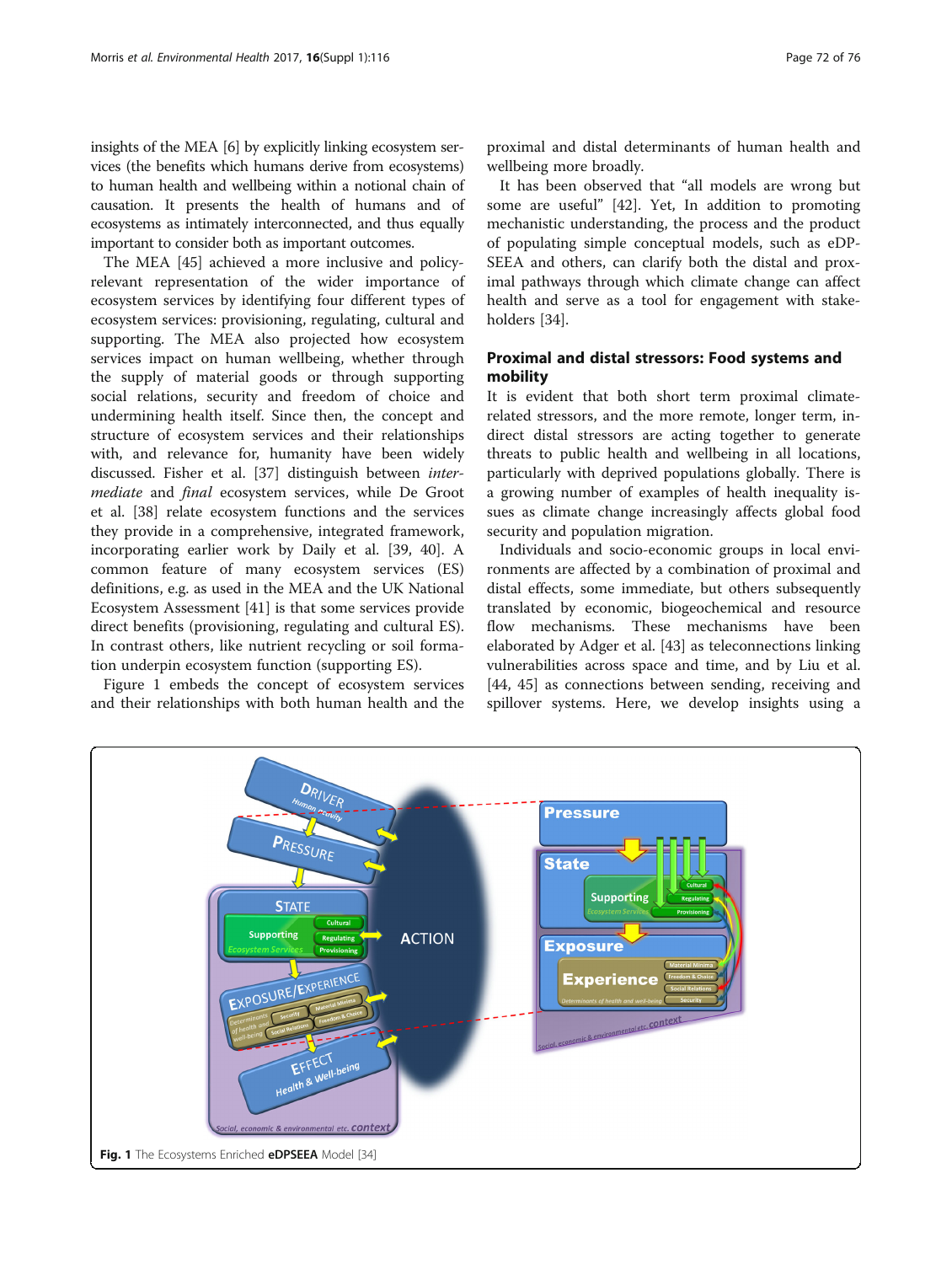insights of the MEA [6] by explicitly linking ecosystem services (the benefits which humans derive from ecosystems) to human health and wellbeing within a notional chain of causation. It presents the health of humans and of ecosystems as intimately interconnected, and thus equally important to consider both as important outcomes.

The MEA [45] achieved a more inclusive and policy-relevant representation of the wider importance of ecosystem services by identifying four different types of ecosystem services: provisioning, regulating, cultural and supporting. The MEA also projected how ecosystem services impact on human wellbeing, whether through the supply of material goods or through supporting social relations, security and freedom of choice and undermining health itself. Since then, the concept and structure of ecosystem services and their relationships with, and relevance for, humanity have been widely discussed. Fisher et al. [37] distinguish between *intermediate* and *final* ecosystem services, while De Groot et al. [38] relate ecosystem functions and the services they provide in a comprehensive, integrated framework, incorporating earlier work by Daily et al. [39, 40]. A common feature of many ecosystem services (ES) definitions, e.g. as used in the MEA and the UK National Ecosystem Assessment [41] is that some services provide direct benefits (provisioning, regulating and cultural ES). In contrast others, like nutrient recycling or soil formation underpin ecosystem function (supporting ES).

Figure 1 embeds the concept of ecosystem services and their relationships with both human health and the proximal and distal determinants of human health and wellbeing more broadly.

It has been observed that "all models are wrong but some are useful" [42]. Yet, In addition to promoting mechanistic understanding, the process and the product of populating simple conceptual models, such as eDPSEEA and others, can clarify both the distal and proximal pathways through which climate change can affect health and serve as a tool for engagement with stakeholders [34].

## Proximal and distal stressors: Food systems and mobility

It is evident that both short term proximal climate-related stressors, and the more remote, longer term, indirect distal stressors are acting together to generate threats to public health and wellbeing in all locations, particularly with deprived populations globally. There is a growing number of examples of health inequality issues as climate change increasingly affects global food security and population migration.

Individuals and socio-economic groups in local environments are affected by a combination of proximal and distal effects, some immediate, but others subsequently translated by economic, biogeochemical and resource flow mechanisms. These mechanisms have been elaborated by Adger et al. [43] as teleconnections linking vulnerabilities across space and time, and by Liu et al. [44, 45] as connections between sending, receiving and spillover systems. Here, we develop insights using a

**Fig. 1** The Ecosystems Enriched **eDPSEEA** Model [34]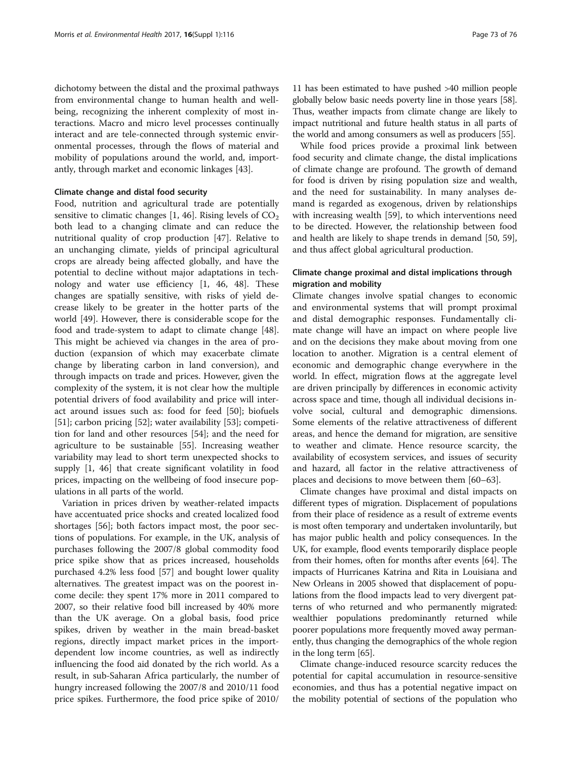dichotomy between the distal and the proximal pathways from environmental change to human health and wellbeing, recognizing the inherent complexity of most interactions. Macro and micro level processes continually interact and are tele-connected through systemic environmental processes, through the flows of material and mobility of populations around the world, and, importantly, through market and economic linkages [43].

### Climate change and distal food security

Food, nutrition and agricultural trade are potentially sensitive to climatic changes [1, 46]. Rising levels of $CO_2$ both lead to a changing climate and can reduce the nutritional quality of crop production [47]. Relative to an unchanging climate, yields of principal agricultural crops are already being affected globally, and have the potential to decline without major adaptations in technology and water use efficiency [1, 46, 48]. These changes are spatially sensitive, with risks of yield decrease likely to be greater in the hotter parts of the world [49]. However, there is considerable scope for the food and trade-system to adapt to climate change [48]. This might be achieved via changes in the area of production (expansion of which may exacerbate climate change by liberating carbon in land conversion), and through impacts on trade and prices. However, given the complexity of the system, it is not clear how the multiple potential drivers of food availability and price will interact around issues such as: food for feed [50]; biofuels [51]; carbon pricing [52]; water availability [53]; competition for land and other resources [54]; and the need for agriculture to be sustainable [55]. Increasing weather variability may lead to short term unexpected shocks to supply [1, 46] that create significant volatility in food prices, impacting on the wellbeing of food insecure populations in all parts of the world.

Variation in prices driven by weather-related impacts have accentuated price shocks and created localized food shortages [56]; both factors impact most, the poor sections of populations. For example, in the UK, analysis of purchases following the 2007/8 global commodity food price spike show that as prices increased, households purchased 4.2% less food [57] and bought lower quality alternatives. The greatest impact was on the poorest income decile: they spent 17% more in 2011 compared to 2007, so their relative food bill increased by 40% more than the UK average. On a global basis, food price spikes, driven by weather in the main bread-basket regions, directly impact market prices in the import-dependent low income countries, as well as indirectly influencing the food aid donated by the rich world. As a result, in sub-Saharan Africa particularly, the number of hungry increased following the 2007/8 and 2010/11 food price spikes. Furthermore, the food price spike of 2010/11 has been estimated to have pushed >40 million people globally below basic needs poverty line in those years [58]. Thus, weather impacts from climate change are likely to impact nutritional and future health status in all parts of the world and among consumers as well as producers [55].

While food prices provide a proximal link between food security and climate change, the distal implications of climate change are profound. The growth of demand for food is driven by rising population size and wealth, and the need for sustainability. In many analyses demand is regarded as exogenous, driven by relationships with increasing wealth [59], to which interventions need to be directed. However, the relationship between food and health are likely to shape trends in demand [50, 59], and thus affect global agricultural production.

### Climate change proximal and distal implications through migration and mobility

Climate changes involve spatial changes to economic and environmental systems that will prompt proximal and distal demographic responses. Fundamentally climate change will have an impact on where people live and on the decisions they make about moving from one location to another. Migration is a central element of economic and demographic change everywhere in the world. In effect, migration flows at the aggregate level are driven principally by differences in economic activity across space and time, though all individual decisions involve social, cultural and demographic dimensions. Some elements of the relative attractiveness of different areas, and hence the demand for migration, are sensitive to weather and climate. Hence resource scarcity, the availability of ecosystem services, and issues of security and hazard, all factor in the relative attractiveness of places and decisions to move between them [60–63].

Climate changes have proximal and distal impacts on different types of migration. Displacement of populations from their place of residence as a result of extreme events is most often temporary and undertaken involuntarily, but has major public health and policy consequences. In the UK, for example, flood events temporarily displace people from their homes, often for months after events [64]. The impacts of Hurricanes Katrina and Rita in Louisiana and New Orleans in 2005 showed that displacement of populations from the flood impacts lead to very divergent patterns of who returned and who permanently migrated: wealthier populations predominantly returned while poorer populations more frequently moved away permanently, thus changing the demographics of the whole region in the long term [65].

Climate change-induced resource scarcity reduces the potential for capital accumulation in resource-sensitive economies, and thus has a potential negative impact on the mobility potential of sections of the population who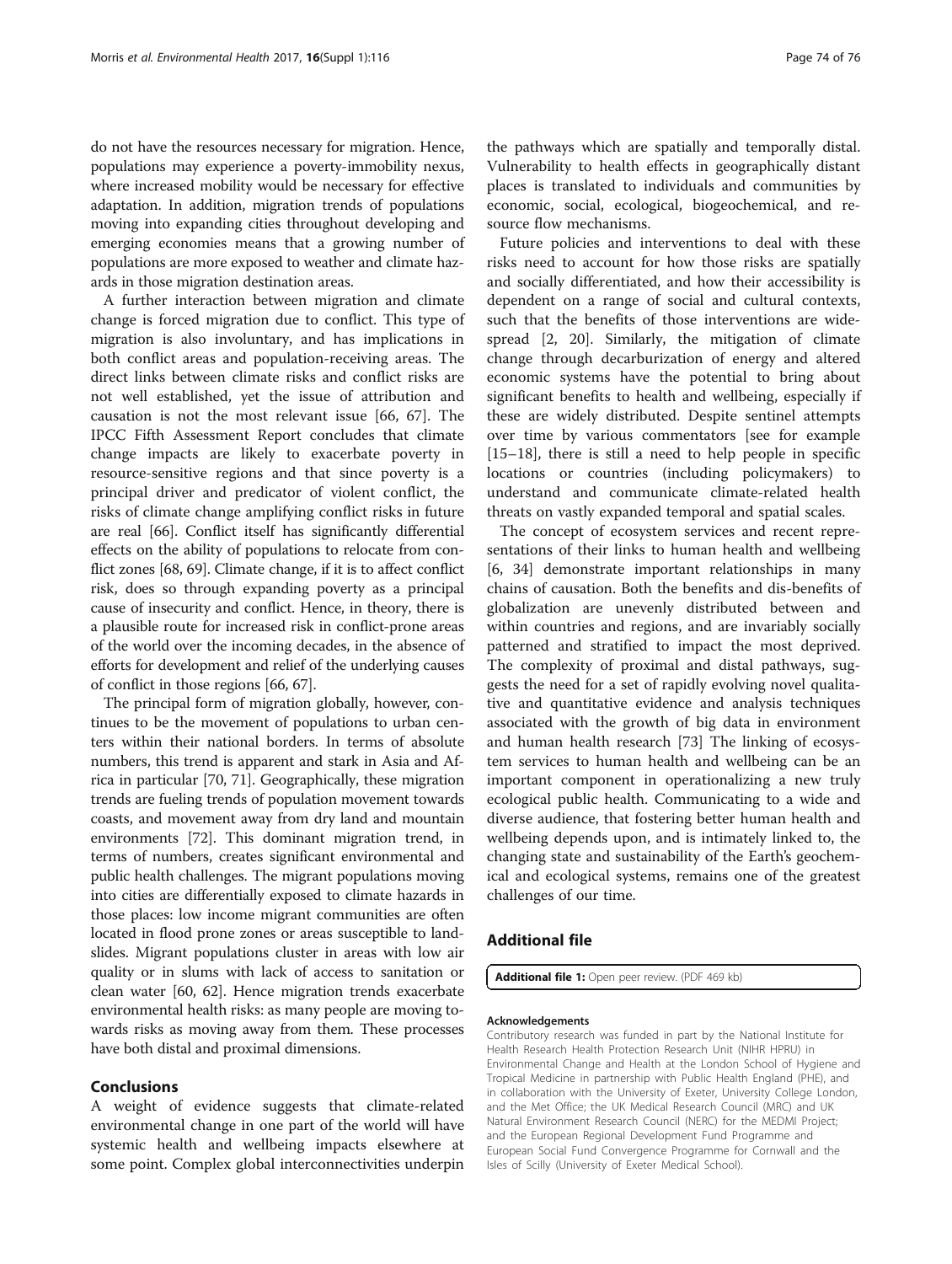do not have the resources necessary for migration. Hence, populations may experience a poverty-immobility nexus, where increased mobility would be necessary for effective adaptation. In addition, migration trends of populations moving into expanding cities throughout developing and emerging economies means that a growing number of populations are more exposed to weather and climate hazards in those migration destination areas.

A further interaction between migration and climate change is forced migration due to conflict. This type of migration is also involuntary, and has implications in both conflict areas and population-receiving areas. The direct links between climate risks and conflict risks are not well established, yet the issue of attribution and causation is not the most relevant issue [66, 67]. The IPCC Fifth Assessment Report concludes that climate change impacts are likely to exacerbate poverty in resource-sensitive regions and that since poverty is a principal driver and predicator of violent conflict, the risks of climate change amplifying conflict risks in future are real [66]. Conflict itself has significantly differential effects on the ability of populations to relocate from conflict zones [68, 69]. Climate change, if it is to affect conflict risk, does so through expanding poverty as a principal cause of insecurity and conflict. Hence, in theory, there is a plausible route for increased risk in conflict-prone areas of the world over the incoming decades, in the absence of efforts for development and relief of the underlying causes of conflict in those regions [66, 67].

The principal form of migration globally, however, continues to be the movement of populations to urban centers within their national borders. In terms of absolute numbers, this trend is apparent and stark in Asia and Africa in particular [70, 71]. Geographically, these migration trends are fueling trends of population movement towards coasts, and movement away from dry land and mountain environments [72]. This dominant migration trend, in terms of numbers, creates significant environmental and public health challenges. The migrant populations moving into cities are differentially exposed to climate hazards in those places: low income migrant communities are often located in flood prone zones or areas susceptible to landslides. Migrant populations cluster in areas with low air quality or in slums with lack of access to sanitation or clean water [60, 62]. Hence migration trends exacerbate environmental health risks: as many people are moving towards risks as moving away from them. These processes have both distal and proximal dimensions.

## Conclusions

A weight of evidence suggests that climate-related environmental change in one part of the world will have systemic health and wellbeing impacts elsewhere at some point. Complex global interconnectivities underpin the pathways which are spatially and temporally distal. Vulnerability to health effects in geographically distant places is translated to individuals and communities by economic, social, ecological, biogeochemical, and resource flow mechanisms.

Future policies and interventions to deal with these risks need to account for how those risks are spatially and socially differentiated, and how their accessibility is dependent on a range of social and cultural contexts, such that the benefits of those interventions are widespread [2, 20]. Similarly, the mitigation of climate change through decarburization of energy and altered economic systems have the potential to bring about significant benefits to health and wellbeing, especially if these are widely distributed. Despite sentinel attempts over time by various commentators [see for example [15–18], there is still a need to help people in specific locations or countries (including policymakers) to understand and communicate climate-related health threats on vastly expanded temporal and spatial scales.

The concept of ecosystem services and recent representations of their links to human health and wellbeing [6, 34] demonstrate important relationships in many chains of causation. Both the benefits and dis-benefits of globalization are unevenly distributed between and within countries and regions, and are invariably socially patterned and stratified to impact the most deprived. The complexity of proximal and distal pathways, suggests the need for a set of rapidly evolving novel qualitative and quantitative evidence and analysis techniques associated with the growth of big data in environment and human health research [73] The linking of ecosystem services to human health and wellbeing can be an important component in operationalizing a new truly ecological public health. Communicating to a wide and diverse audience, that fostering better human health and wellbeing depends upon, and is intimately linked to, the changing state and sustainability of the Earth's geochemical and ecological systems, remains one of the greatest challenges of our time.

## Additional file

**Additional file 1:** Open peer review. (PDF 469 kb)

#### Acknowledgements

Contributory research was funded in part by the National Institute for Health Research Health Protection Research Unit (NIHR HPRU) in Environmental Change and Health at the London School of Hygiene and Tropical Medicine in partnership with Public Health England (PHE), and in collaboration with the University of Exeter, University College London, and the Met Office; the UK Medical Research Council (MRC) and UK Natural Environment Research Council (NERC) for the MEDMI Project; and the European Regional Development Fund Programme and European Social Fund Convergence Programme for Cornwall and the Isles of Scilly (University of Exeter Medical School).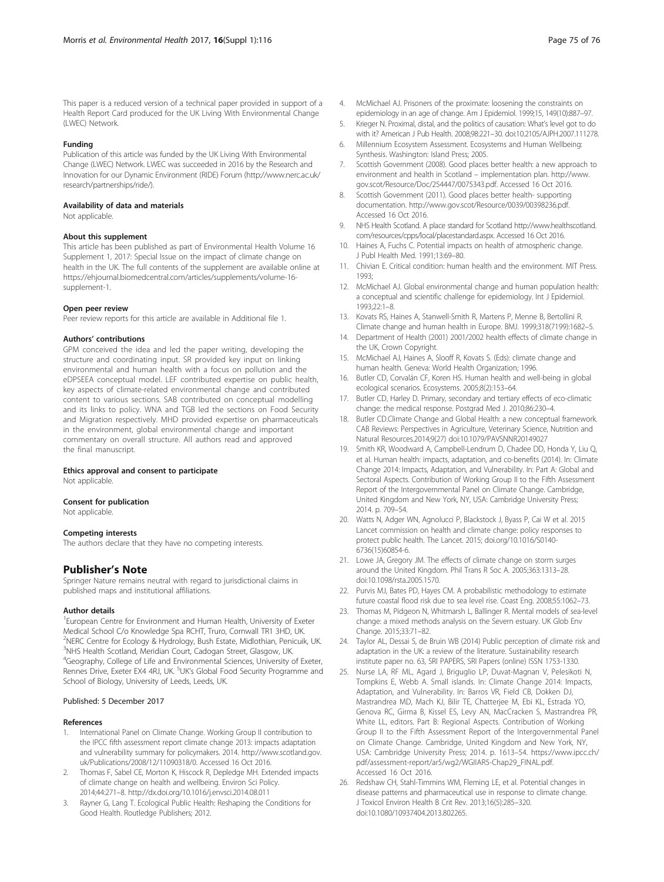This paper is a reduced version of a technical paper provided in support of a Health Report Card produced for the UK Living With Environmental Change (LWEC) Network.

#### Funding

Publication of this article was funded by the UK Living With Environmental Change (LWEC) Network. LWEC was succeeded in 2016 by the Research and Innovation for our Dynamic Environment (RIDE) Forum (http://www.nerc.ac.uk/research/partnerships/ride/).

#### Availability of data and materials

Not applicable.

#### About this supplement

This article has been published as part of Environmental Health Volume 16 Supplement 1, 2017: Special Issue on the impact of climate change on health in the UK. The full contents of the supplement are available online at https://ehjournal.biomedcentral.com/articles/supplements/volume-16-supplement-1.

#### Open peer review

Peer review reports for this article are available in Additional file 1.

#### Authors' contributions

GPM conceived the idea and led the paper writing, developing the structure and coordinating input. SR provided key input on linking environmental and human health with a focus on pollution and the eDPSEEA conceptual model. LEF contributed expertise on public health, key aspects of climate-related environmental change and contributed content to various sections. SAB contributed on conceptual modelling and its links to policy. WNA and TGB led the sections on Food Security and Migration respectively. MHD provided expertise on pharmaceuticals in the environment, global environmental change and important commentary on overall structure. All authors read and approved the final manuscript.

#### Ethics approval and consent to participate

Not applicable.

#### Consent for publication

Not applicable.

#### Competing interests

The authors declare that they have no competing interests.

## Publisher's Note

Springer Nature remains neutral with regard to jurisdictional claims in published maps and institutional affiliations.

#### Author details

[1]European Centre for Environment and Human Health, University of Exeter Medical School C/o Knowledge Spa RCHT, Truro, Cornwall TR1 3HD, UK. [2]NERC Centre for Ecology & Hydrology, Bush Estate, Midlothian, Penicuik, UK. [3]NHS Health Scotland, Meridian Court, Cadogan Street, Glasgow, UK. [4]Geography, College of Life and Environmental Sciences, University of Exeter, Rennes Drive, Exeter EX4 4RJ, UK. [5]UK's Global Food Security Programme and School of Biology, University of Leeds, Leeds, UK.

Published: 5 December 2017

#### References

1. International Panel on Climate Change. Working Group II contribution to the IPCC fifth assessment report climate change 2013: impacts adaptation and vulnerability summary for policymakers. 2014. http://www.scotland.gov.uk/Publications/2008/12/11090318/0. Accessed 16 Oct 2016.
2. Thomas F, Sabel CE, Morton K, Hiscock R, Depledge MH. Extended impacts of climate change on health and wellbeing. Environ Sci Policy. 2014;44:271–8. http://dx.doi.org/10.1016/j.envsci.2014.08.011
3. Rayner G, Lang T. Ecological Public Health: Reshaping the Conditions for Good Health. Routledge Publishers; 2012.
4. McMichael AJ. Prisoners of the proximate: loosening the constraints on epidemiology in an age of change. Am J Epidemiol. 1999;15, 149(10):887–97.
5. Krieger N. Proximal, distal, and the politics of causation: What's level got to do with it? American J Pub Health. 2008;98:221–30. doi:10.2105/AJPH.2007.111278.
6. Millennium Ecosystem Assessment. Ecosystems and Human Wellbeing: Synthesis. Washington: Island Press; 2005.
7. Scottish Government (2008). Good places better health: a new approach to environment and health in Scotland – implementation plan. http://www.gov.scot/Resource/Doc/254447/0075343.pdf. Accessed 16 Oct 2016.
8. Scottish Government (2011). Good places better health- supporting documentation. http://www.gov.scot/Resource/0039/00398236.pdf. Accessed 16 Oct 2016.
9. NHS Health Scotland. A place standard for Scotland http://www.healthscotland.com/resources/cpps/local/placestandard.aspx. Accessed 16 Oct 2016.
10. Haines A, Fuchs C. Potential impacts on health of atmospheric change. J Publ Health Med. 1991;13:69–80.
11. Chivian E. Critical condition: human health and the environment. MIT Press. 1993;
12. McMichael AJ. Global environmental change and human population health: a conceptual and scientific challenge for epidemiology. Int J Epidemiol. 1993;22:1–8.
13. Kovats RS, Haines A, Stanwell-Smith R, Martens P, Menne B, Bertollini R. Climate change and human health in Europe. BMJ. 1999;318(7199):1682–5.
14. Department of Health (2001) 2001/2002 health effects of climate change in the UK, Crown Copyright.
15. McMichael AJ, Haines A, Slooff R, Kovats S. (Eds): climate change and human health. Geneva: World Health Organization; 1996.
16. Butler CD, Corvalán CF, Koren HS. Human health and well-being in global ecological scenarios. Ecosystems. 2005;8(2):153–64.
17. Butler CD, Harley D. Primary, secondary and tertiary effects of eco-climatic change: the medical response. Postgrad Med J. 2010;86:230–4.
18. Butler CD.Climate Change and Global Health: a new conceptual framework. CAB Reviews: Perspectives in Agriculture, Veterinary Science, Nutrition and Natural Resources.2014;9(27) doi:10.1079/PAVSNNR20149027
19. Smith KR, Woodward A, Campbell-Lendrum D, Chadee DD, Honda Y, Liu Q, et al. Human health: impacts, adaptation, and co-benefits (2014). In: Climate Change 2014: Impacts, Adaptation, and Vulnerability. In: Part A: Global and Sectoral Aspects. Contribution of Working Group II to the Fifth Assessment Report of the Intergovernmental Panel on Climate Change. Cambridge, United Kingdom and New York, NY, USA: Cambridge University Press; 2014. p. 709–54.
20. Watts N, Adger WN, Agnolucci P, Blackstock J, Byass P, Cai W et al. 2015 Lancet commission on health and climate change: policy responses to protect public health. The Lancet. 2015; doi.org/10.1016/S0140-6736(15)60854-6.
21. Lowe JA, Gregory JM. The effects of climate change on storm surges around the United Kingdom. Phil Trans R Soc A. 2005;363:1313–28. doi:10.1098/rsta.2005.1570.
22. Purvis MJ, Bates PD, Hayes CM. A probabilistic methodology to estimate future coastal flood risk due to sea level rise. Coast Eng. 2008;55:1062–73.
23. Thomas M, Pidgeon N, Whitmarsh L, Ballinger R. Mental models of sea-level change: a mixed methods analysis on the Severn estuary. UK Glob Env Change. 2015;33:71–82.
24. Taylor AL, Dessai S, de Bruin WB (2014) Public perception of climate risk and adaptation in the UK: a review of the literature. Sustainability research institute paper no. 63, SRI PAPERS, SRI Papers (online) ISSN 1753-1330.
25. Nurse LA, RF ML, Agard J, Briguglio LP, Duvat-Magnan V, Pelesikoti N, Tompkins E, Webb A. Small islands. In: Climate Change 2014: Impacts, Adaptation, and Vulnerability. In: Barros VR, Field CB, Dokken DJ, Mastrandrea MD, Mach KJ, Bilir TE, Chatterjee M, Ebi KL, Estrada YO, Genova RC, Girma B, Kissel ES, Levy AN, MacCracken S, Mastrandrea PR, White LL, editors. Part B: Regional Aspects. Contribution of Working Group II to the Fifth Assessment Report of the Intergovernmental Panel on Climate Change. Cambridge, United Kingdom and New York, NY, USA: Cambridge University Press; 2014. p. 1613–54. https://www.ipcc.ch/pdf/assessment-report/ar5/wg2/WGIIAR5-Chap29_FINAL.pdf. Accessed 16 Oct 2016.
26. Redshaw CH, Stahl-Timmins WM, Fleming LE, et al. Potential changes in disease patterns and pharmaceutical use in response to climate change. J Toxicol Environ Health B Crit Rev. 2013;16(5):285–320. doi:10.1080/10937404.2013.802265.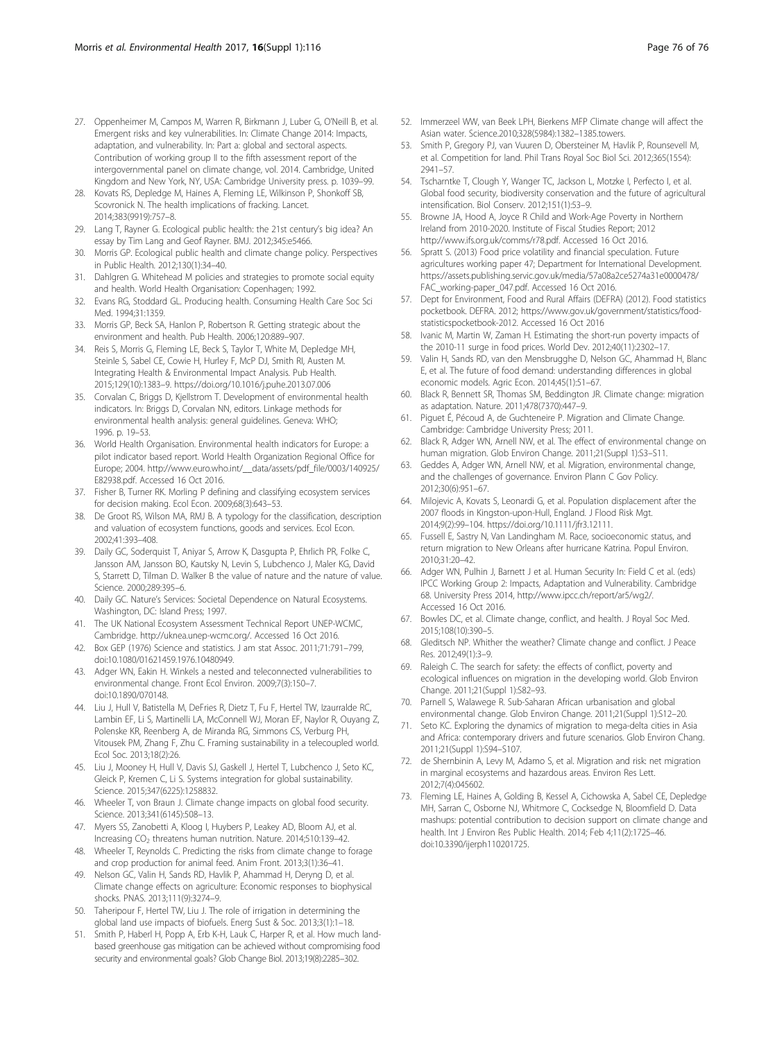27. Oppenheimer M, Campos M, Warren R, Birkmann J, Luber G, O'Neill B, et al. Emergent risks and key vulnerabilities. In: Climate Change 2014: Impacts, adaptation, and vulnerability. In: Part a: global and sectoral aspects. Contribution of working group II to the fifth assessment report of the intergovernmental panel on climate change, vol. 2014. Cambridge, United Kingdom and New York, NY, USA: Cambridge University press. p. 1039–99.
28. Kovats RS, Depledge M, Haines A, Fleming LE, Wilkinson P, Shonkoff SB, Scovronick N. The health implications of fracking. Lancet. 2014;383(9919):757–8.
29. Lang T, Rayner G. Ecological public health: the 21st century's big idea? An essay by Tim Lang and Geof Rayner. BMJ. 2012;345:e5466.
30. Morris GP. Ecological public health and climate change policy. Perspectives in Public Health. 2012;130(1):34–40.
31. Dahlgren G. Whitehead M policies and strategies to promote social equity and health. World Health Organisation: Copenhagen; 1992.
32. Evans RG, Stoddard GL. Producing health. Consuming Health Care Soc Sci Med. 1994;31:1359.
33. Morris GP, Beck SA, Hanlon P, Robertson R. Getting strategic about the environment and health. Pub Health. 2006;120:889–907.
34. Reis S, Morris G, Fleming LE, Beck S, Taylor T, White M, Depledge MH, Steinle S, Sabel CE, Cowie H, Hurley F, McP DJ, Smith RI, Austen M. Integrating Health & Environmental Impact Analysis. Pub Health. 2015;129(10):1383–9. https://doi.org/10.1016/j.puhe.2013.07.006
35. Corvalan C, Briggs D, Kjellstrom T. Development of environmental health indicators. In: Briggs D, Corvalan NN, editors. Linkage methods for environmental health analysis: general guidelines. Geneva: WHO; 1996. p. 19–53.
36. World Health Organisation. Environmental health indicators for Europe: a pilot indicator based report. World Health Organization Regional Office for Europe; 2004. http://www.euro.who.int/__data/assets/pdf_file/0003/140925/E82938.pdf. Accessed 16 Oct 2016.
37. Fisher B, Turner RK. Morling P defining and classifying ecosystem services for decision making. Ecol Econ. 2009;68(3):643–53.
38. De Groot RS, Wilson MA, RMJ B. A typology for the classification, description and valuation of ecosystem functions, goods and services. Ecol Econ. 2002;41:393–408.
39. Daily GC, Soderquist T, Aniyar S, Arrow K, Dasgupta P, Ehrlich PR, Folke C, Jansson AM, Jansson BO, Kautsky N, Levin S, Lubchenco J, Maler KG, David S, Starrett D, Tilman D. Walker B the value of nature and the nature of value. Science. 2000;289:395–6.
40. Daily GC. Nature's Services: Societal Dependence on Natural Ecosystems. Washington, DC: Island Press; 1997.
41. The UK National Ecosystem Assessment Technical Report UNEP-WCMC, Cambridge. http://uknea.unep-wcmc.org/. Accessed 16 Oct 2016.
42. Box GEP (1976) Science and statistics. J am stat Assoc. 2011;71:791–799, doi:10.1080/01621459.1976.10480949.
43. Adger WN, Eakin H. Winkels a nested and teleconnected vulnerabilities to environmental change. Front Ecol Environ. 2009;7(3):150–7. doi:10.1890/070148.
44. Liu J, Hull V, Batistella M, DeFries R, Dietz T, Fu F, Hertel TW, Izaurralde RC, Lambin EF, Li S, Martinelli LA, McConnell WJ, Moran EF, Naylor R, Ouyang Z, Polenske KR, Reenberg A, de Miranda RG, Simmons CS, Verburg PH, Vitousek PM, Zhang F, Zhu C. Framing sustainability in a telecoupled world. Ecol Soc. 2013;18(2):26.
45. Liu J, Mooney H, Hull V, Davis SJ, Gaskell J, Hertel T, Lubchenco J, Seto KC, Gleick P, Kremen C, Li S. Systems integration for global sustainability. Science. 2015;347(6225):1258832.
46. Wheeler T, von Braun J. Climate change impacts on global food security. Science. 2013;341(6145):508–13.
47. Myers SS, Zanobetti A, Kloog I, Huybers P, Leakey AD, Bloom AJ, et al. Increasing $CO_2$ threatens human nutrition. Nature. 2014;510:139–42.
48. Wheeler T, Reynolds C. Predicting the risks from climate change to forage and crop production for animal feed. Anim Front. 2013;3(1):36–41.
49. Nelson GC, Valin H, Sands RD, Havlik P, Ahammad H, Deryng D, et al. Climate change effects on agriculture: Economic responses to biophysical shocks. PNAS. 2013;111(9):3274–9.
50. Taheripour F, Hertel TW, Liu J. The role of irrigation in determining the global land use impacts of biofuels. Energ Sust & Soc. 2013;3(1):1–18.
51. Smith P, Haberl H, Popp A, Erb K-H, Lauk C, Harper R, et al. How much land-based greenhouse gas mitigation can be achieved without compromising food security and environmental goals? Glob Change Biol. 2013;19(8):2285–302.
52. Immerzeel WW, van Beek LPH, Bierkens MFP Climate change will affect the Asian water. Science.2010;328(5984):1382–1385.towers.
53. Smith P, Gregory PJ, van Vuuren D, Obersteiner M, Havlik P, Rounsevell M, et al. Competition for land. Phil Trans Royal Soc Biol Sci. 2012;365(1554): 2941–57.
54. Tscharntke T, Clough Y, Wanger TC, Jackson L, Motzke I, Perfecto I, et al. Global food security, biodiversity conservation and the future of agricultural intensification. Biol Conserv. 2012;151(1):53–9.
55. Browne JA, Hood A, Joyce R Child and Work-Age Poverty in Northern Ireland from 2010-2020. Institute of Fiscal Studies Report; 2012 http://www.ifs.org.uk/comms/r78.pdf. Accessed 16 Oct 2016.
56. Spratt S. (2013) Food price volatility and financial speculation. Future agricultures working paper 47; Department for International Development. https://assets.publishing.servic.gov.uk/media/57a08a2ce5274a31e0000478/FAC_working-paper_047.pdf. Accessed 16 Oct 2016.
57. Dept for Environment, Food and Rural Affairs (DEFRA) (2012). Food statistics pocketbook. DEFRA. 2012; https://www.gov.uk/government/statistics/food-statisticspocketbook-2012. Accessed 16 Oct 2016
58. Ivanic M, Martin W, Zaman H. Estimating the short-run poverty impacts of the 2010-11 surge in food prices. World Dev. 2012;40(11):2302–17.
59. Valin H, Sands RD, van den Mensbrugghe D, Nelson GC, Ahammad H, Blanc E, et al. The future of food demand: understanding differences in global economic models. Agric Econ. 2014;45(1):51–67.
60. Black R, Bennett SR, Thomas SM, Beddington JR. Climate change: migration as adaptation. Nature. 2011;478(7370):447–9.
61. Piguet É, Pécoud A, de Guchteneire P. Migration and Climate Change. Cambridge: Cambridge University Press; 2011.
62. Black R, Adger WN, Arnell NW, et al. The effect of environmental change on human migration. Glob Environ Change. 2011;21(Suppl 1):S3–S11.
63. Geddes A, Adger WN, Arnell NW, et al. Migration, environmental change, and the challenges of governance. Environ Plann C Gov Policy. 2012;30(6):951–67.
64. Milojevic A, Kovats S, Leonardi G, et al. Population displacement after the 2007 floods in Kingston-upon-Hull, England. J Flood Risk Mgt. 2014;9(2):99–104. https://doi.org/10.1111/jfr3.12111.
65. Fussell E, Sastry N, Van Landingham M. Race, socioeconomic status, and return migration to New Orleans after hurricane Katrina. Popul Environ. 2010;31:20–42.
66. Adger WN, Pulhin J, Barnett J et al. Human Security In: Field C et al. (eds) IPCC Working Group 2: Impacts, Adaptation and Vulnerability. Cambridge 68. University Press 2014, http://www.ipcc.ch/report/ar5/wg2/. Accessed 16 Oct 2016.
67. Bowles DC, et al. Climate change, conflict, and health. J Royal Soc Med. 2015;108(10):390–5.
68. Gleditsch NP. Whither the weather? Climate change and conflict. J Peace Res. 2012;49(1):3–9.
69. Raleigh C. The search for safety: the effects of conflict, poverty and ecological influences on migration in the developing world. Glob Environ Change. 2011;21(Suppl 1):S82–93.
70. Parnell S, Walawege R. Sub-Saharan African urbanisation and global environmental change. Glob Environ Change. 2011;21(Suppl 1):S12–20.
71. Seto KC. Exploring the dynamics of migration to mega-delta cities in Asia and Africa: contemporary drivers and future scenarios. Glob Environ Chang. 2011;21(Suppl 1):S94–S107.
72. de Sherbinin A, Levy M, Adamo S, et al. Migration and risk: net migration in marginal ecosystems and hazardous areas. Environ Res Lett. 2012;7(4):045602.
73. Fleming LE, Haines A, Golding B, Kessel A, Cichowska A, Sabel CE, Depledge MH, Sarran C, Osborne NJ, Whitmore C, Cocksedge N, Bloomfield D. Data mashups: potential contribution to decision support on climate change and health. Int J Environ Res Public Health. 2014; Feb 4;11(2):1725–46. doi:10.3390/ijerph110201725.